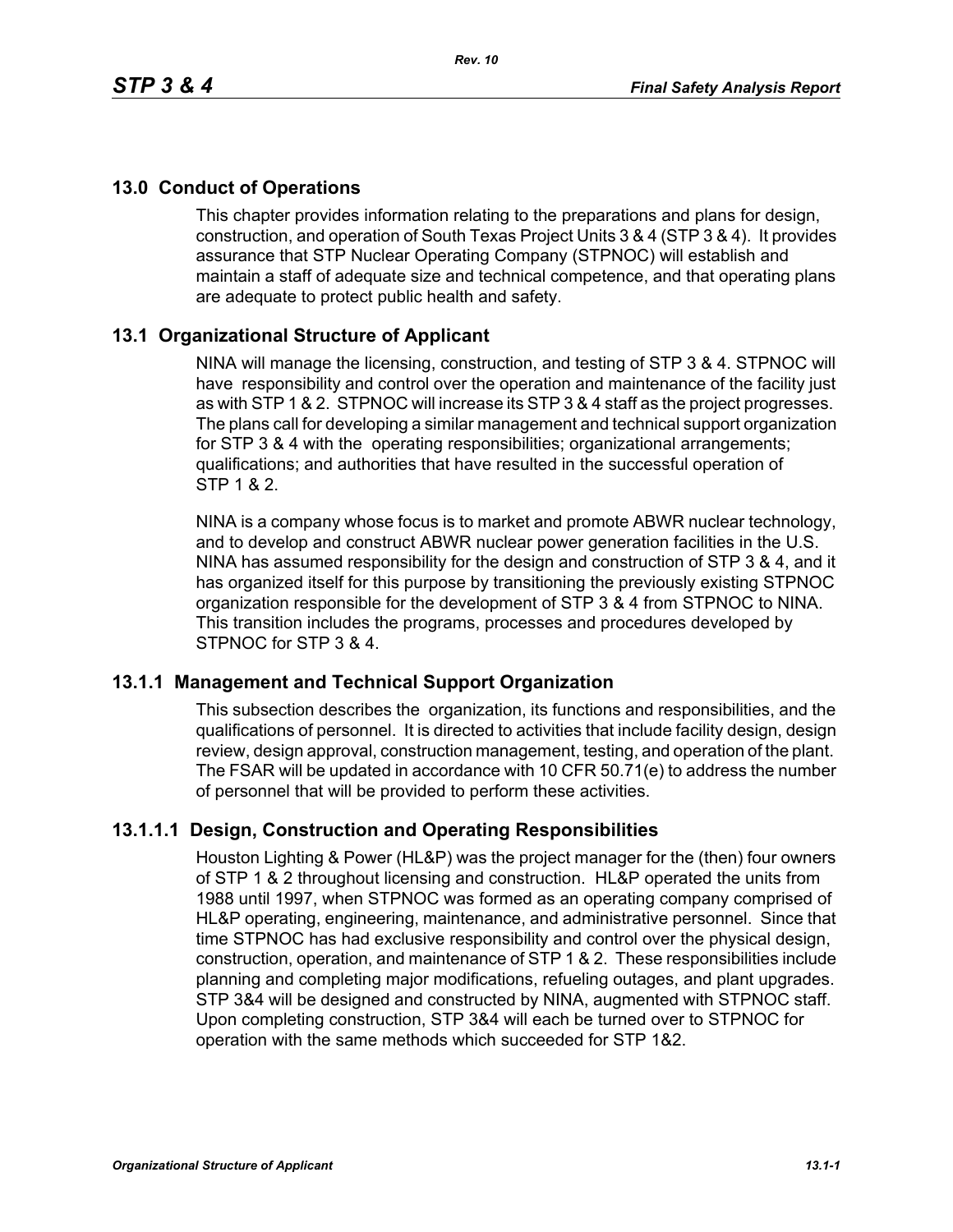# 13.0 Conduct of Operations

This chapter provides information relating to the preparations and plans for design, construction, and operation of South Texas Project Units 3 & 4 (STP 3 & 4). It provides assurance that STP Nuclear Operating Company (STPNOC) will establish and maintain a staff of adequate size and technical competence, and that operating plans are adequate to protect public health and safety.

## 13.1 Organizational Structure of Applicant

NINA will manage the licensing, construction, and testing of STP 3 & 4. STPNOC will have responsibility and control over the operation and maintenance of the facility just as with STP 1 & 2. STPNOC will increase its STP 3 & 4 staff as the project progresses. The plans call for developing a similar management and technical support organization for STP 3 & 4 with the operating responsibilities; organizational arrangements; qualifications; and authorities that have resulted in the successful operation of STP 1 & 2.

NINA is a company whose focus is to market and promote ABWR nuclear technology, and to develop and construct ABWR nuclear power generation facilities in the U.S. NINA has assumed responsibility for the design and construction of STP 3 & 4, and it has organized itself for this purpose by transitioning the previously existing STPNOC organization responsible for the development of STP 3 & 4 from STPNOC to NINA. This transition includes the programs, processes and procedures developed by STPNOC for STP 3 & 4.

### 13.1.1 Management and Technical Support Organization

This subsection describes the organization, its functions and responsibilities, and the qualifications of personnel. It is directed to activities that include facility design, design review, design approval, construction management, testing, and operation of the plant. The FSAR will be updated in accordance with 10 CFR 50.71(e) to address the number of personnel that will be provided to perform these activities.

#### 13.1.1.1 Design, Construction and Operating Responsibilities

Houston Lighting & Power (HL&P) was the project manager for the (then) four owners of STP 1 & 2 throughout licensing and construction. HL&P operated the units from 1988 until 1997, when STPNOC was formed as an operating company comprised of HL&P operating, engineering, maintenance, and administrative personnel. Since that time STPNOC has had exclusive responsibility and control over the physical design, construction, operation, and maintenance of STP 1 & 2. These responsibilities include planning and completing major modifications, refueling outages, and plant upgrades. STP 3&4 will be designed and constructed by NINA, augmented with STPNOC staff. Upon completing construction, STP 3&4 will each be turned over to STPNOC for operation with the same methods which succeeded for STP 1&2.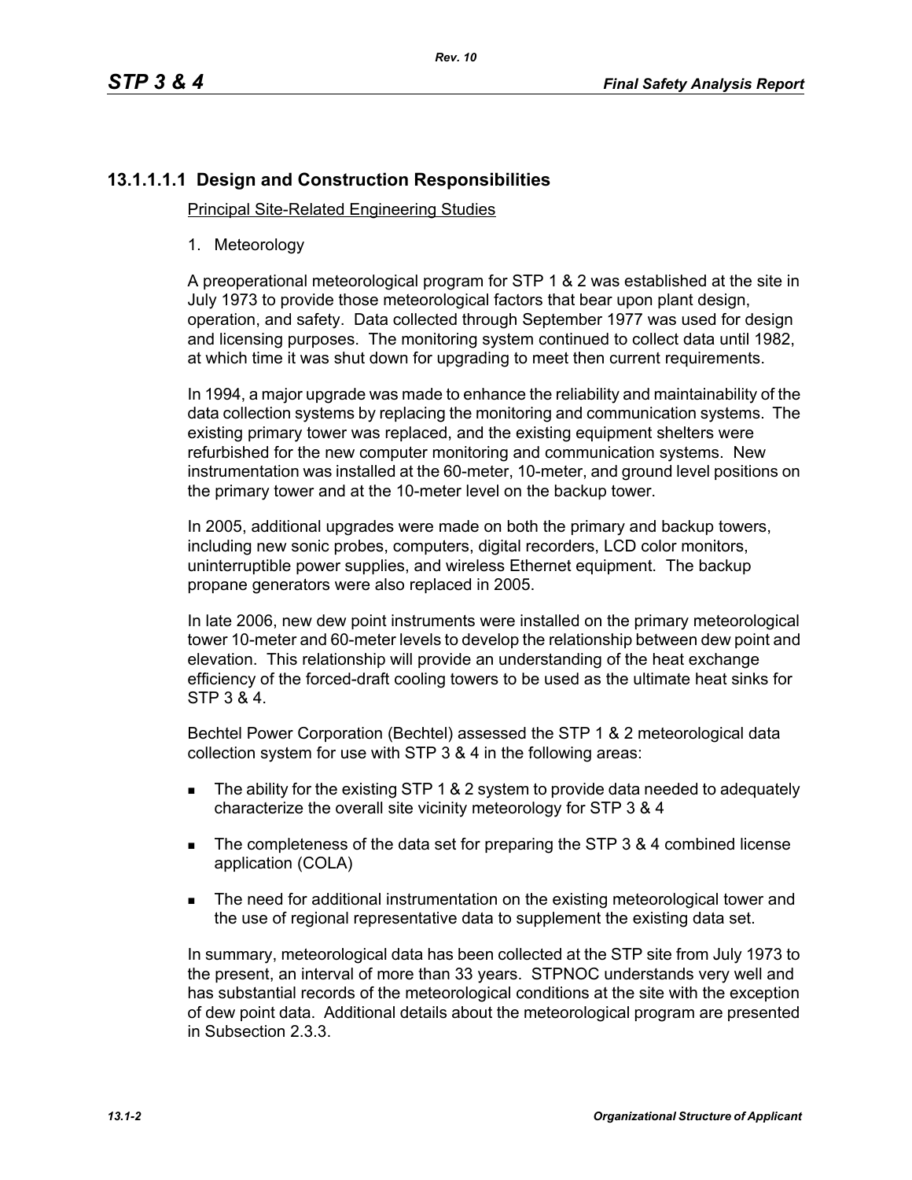### 13.1.1.1.1 Design and Construction Responsibilities

Principal Site-Related Engineering Studies

1. Meteorology

A preoperational meteorological program for STP 1 & 2 was established at the site in July 1973 to provide those meteorological factors that bear upon plant design, operation, and safety. Data collected through September 1977 was used for design and licensing purposes. The monitoring system continued to collect data until 1982, at which time it was shut down for upgrading to meet then current requirements.

In 1994, a major upgrade was made to enhance the reliability and maintainability of the data collection systems by replacing the monitoring and communication systems. The existing primary tower was replaced, and the existing equipment shelters were refurbished for the new computer monitoring and communication systems. New instrumentation was installed at the 60-meter, 10-meter, and ground level positions on the primary tower and at the 10-meter level on the backup tower.

In 2005, additional upgrades were made on both the primary and backup towers, including new sonic probes, computers, digital recorders, LCD color monitors, uninterruptible power supplies, and wireless Ethernet equipment. The backup propane generators were also replaced in 2005.

In late 2006, new dew point instruments were installed on the primary meteorological tower 10-meter and 60-meter levels to develop the relationship between dew point and elevation. This relationship will provide an understanding of the heat exchange efficiency of the forced-draft cooling towers to be used as the ultimate heat sinks for STP 3 & 4.

Bechtel Power Corporation (Bechtel) assessed the STP 1 & 2 meteorological data collection system for use with STP 3 & 4 in the following areas:

- The ability for the existing STP 1 & 2 system to provide data needed to adequately characterize the overall site vicinity meteorology for STP 3 & 4
- The completeness of the data set for preparing the STP 3 & 4 combined license application (COLA)
- The need for additional instrumentation on the existing meteorological tower and the use of regional representative data to supplement the existing data set.

In summary, meteorological data has been collected at the STP site from July 1973 to the present, an interval of more than 33 years. STPNOC understands very well and has substantial records of the meteorological conditions at the site with the exception of dew point data. Additional details about the meteorological program are presented in Subsection 2.3.3.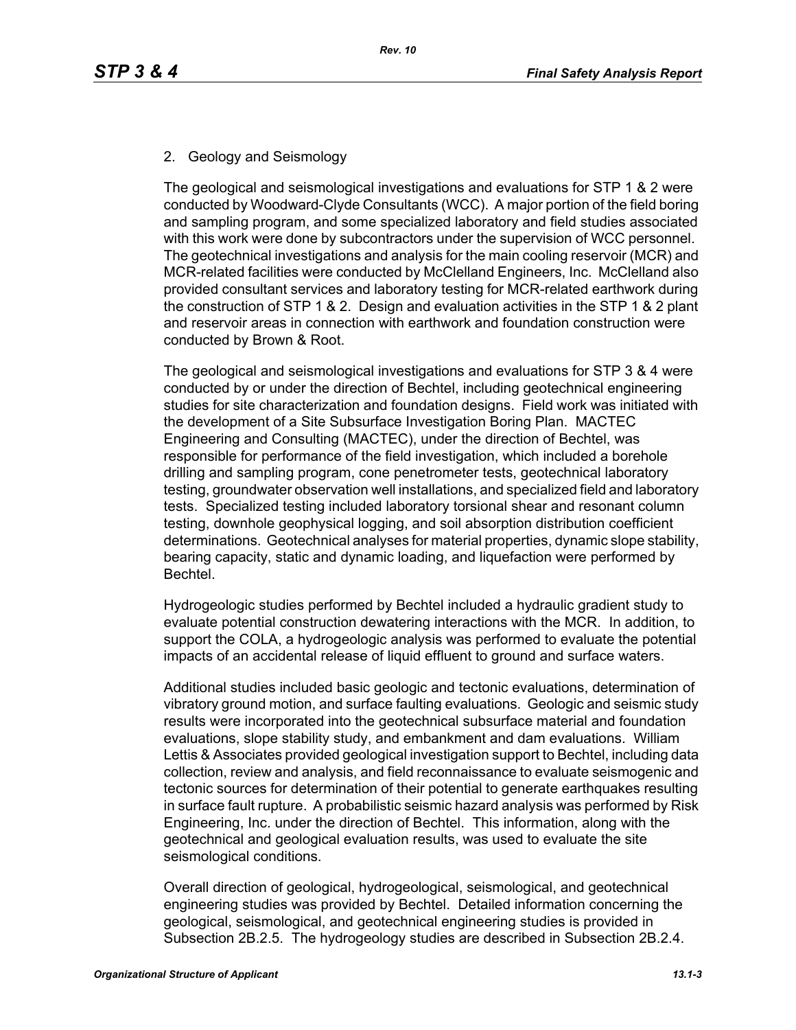2. Geology and Seismology

The geological and seismological investigations and evaluations for STP 1 & 2 were conducted by Woodward-Clyde Consultants (WCC). A major portion of the field boring and sampling program, and some specialized laboratory and field studies associated with this work were done by subcontractors under the supervision of WCC personnel. The geotechnical investigations and analysis for the main cooling reservoir (MCR) and MCR-related facilities were conducted by McClelland Engineers, Inc. McClelland also provided consultant services and laboratory testing for MCR-related earthwork during the construction of STP 1 & 2. Design and evaluation activities in the STP 1 & 2 plant and reservoir areas in connection with earthwork and foundation construction were conducted by Brown & Root.

The geological and seismological investigations and evaluations for STP 3 & 4 were conducted by or under the direction of Bechtel, including geotechnical engineering studies for site characterization and foundation designs. Field work was initiated with the development of a Site Subsurface Investigation Boring Plan. MACTEC Engineering and Consulting (MACTEC), under the direction of Bechtel, was responsible for performance of the field investigation, which included a borehole drilling and sampling program, cone penetrometer tests, geotechnical laboratory testing, groundwater observation well installations, and specialized field and laboratory tests. Specialized testing included laboratory torsional shear and resonant column testing, downhole geophysical logging, and soil absorption distribution coefficient determinations. Geotechnical analyses for material properties, dynamic slope stability, bearing capacity, static and dynamic loading, and liquefaction were performed by Bechtel.

Hydrogeologic studies performed by Bechtel included a hydraulic gradient study to evaluate potential construction dewatering interactions with the MCR. In addition, to support the COLA, a hydrogeologic analysis was performed to evaluate the potential impacts of an accidental release of liquid effluent to ground and surface waters.

Additional studies included basic geologic and tectonic evaluations, determination of vibratory ground motion, and surface faulting evaluations. Geologic and seismic study results were incorporated into the geotechnical subsurface material and foundation evaluations, slope stability study, and embankment and dam evaluations. William Lettis & Associates provided geological investigation support to Bechtel, including data collection, review and analysis, and field reconnaissance to evaluate seismogenic and tectonic sources for determination of their potential to generate earthquakes resulting in surface fault rupture. A probabilistic seismic hazard analysis was performed by Risk Engineering, Inc. under the direction of Bechtel. This information, along with the geotechnical and geological evaluation results, was used to evaluate the site seismological conditions.

Overall direction of geological, hydrogeological, seismological, and geotechnical engineering studies was provided by Bechtel. Detailed information concerning the geological, seismological, and geotechnical engineering studies is provided in Subsection 2B.2.5. The hydrogeology studies are described in Subsection 2B.2.4.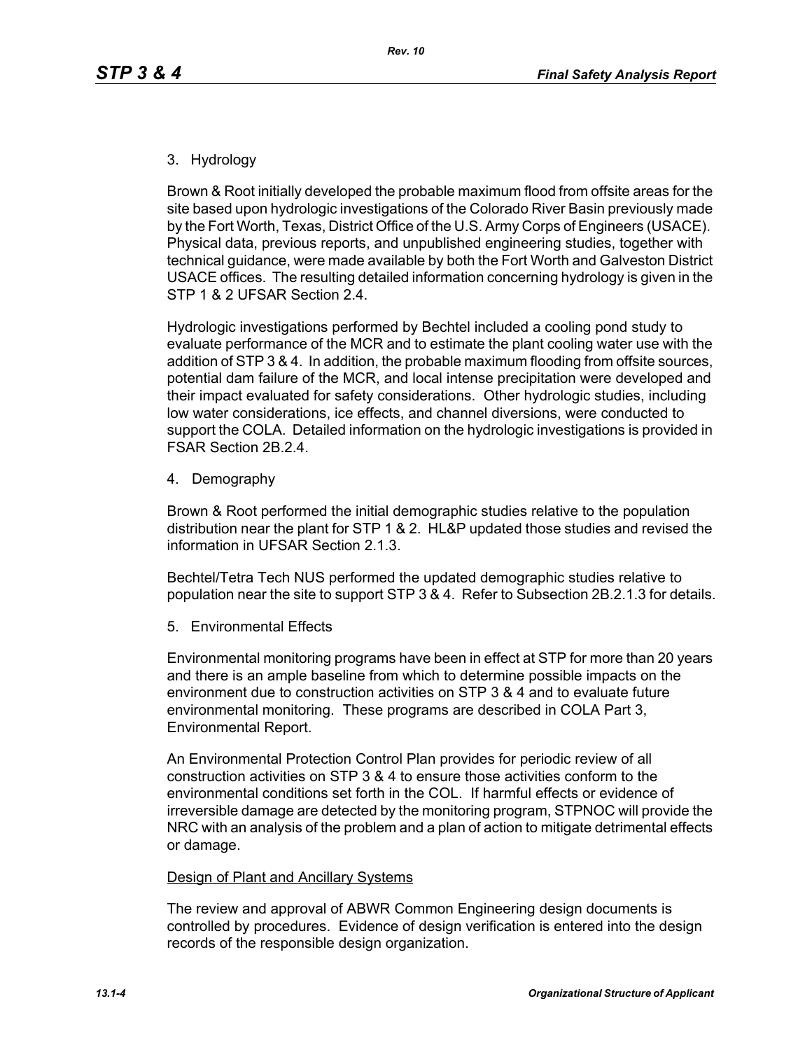3. Hydrology

Brown & Root initially developed the probable maximum flood from offsite areas for the site based upon hydrologic investigations of the Colorado River Basin previously made by the Fort Worth, Texas, District Office of the U.S. Army Corps of Engineers (USACE). Physical data, previous reports, and unpublished engineering studies, together with technical guidance, were made available by both the Fort Worth and Galveston District USACE offices. The resulting detailed information concerning hydrology is given in the STP 1 & 2 UFSAR Section 2.4.

Hydrologic investigations performed by Bechtel included a cooling pond study to evaluate performance of the MCR and to estimate the plant cooling water use with the addition of STP 3 & 4. In addition, the probable maximum flooding from offsite sources, potential dam failure of the MCR, and local intense precipitation were developed and their impact evaluated for safety considerations. Other hydrologic studies, including low water considerations, ice effects, and channel diversions, were conducted to support the COLA. Detailed information on the hydrologic investigations is provided in FSAR Section 2B.2.4.

4. Demography

Brown & Root performed the initial demographic studies relative to the population distribution near the plant for STP 1 & 2. HL&P updated those studies and revised the information in UFSAR Section 2.1.3.

Bechtel/Tetra Tech NUS performed the updated demographic studies relative to population near the site to support STP 3 & 4. Refer to Subsection 2B.2.1.3 for details.

5. Environmental Effects

Environmental monitoring programs have been in effect at STP for more than 20 years and there is an ample baseline from which to determine possible impacts on the environment due to construction activities on STP 3 & 4 and to evaluate future environmental monitoring. These programs are described in COLA Part 3, Environmental Report.

An Environmental Protection Control Plan provides for periodic review of all construction activities on STP 3 & 4 to ensure those activities conform to the environmental conditions set forth in the COL. If harmful effects or evidence of irreversible damage are detected by the monitoring program, STPNOC will provide the NRC with an analysis of the problem and a plan of action to mitigate detrimental effects or damage.

Design of Plant and Ancillary Systems

The review and approval of ABWR Common Engineering design documents is controlled by procedures. Evidence of design verification is entered into the design records of the responsible design organization.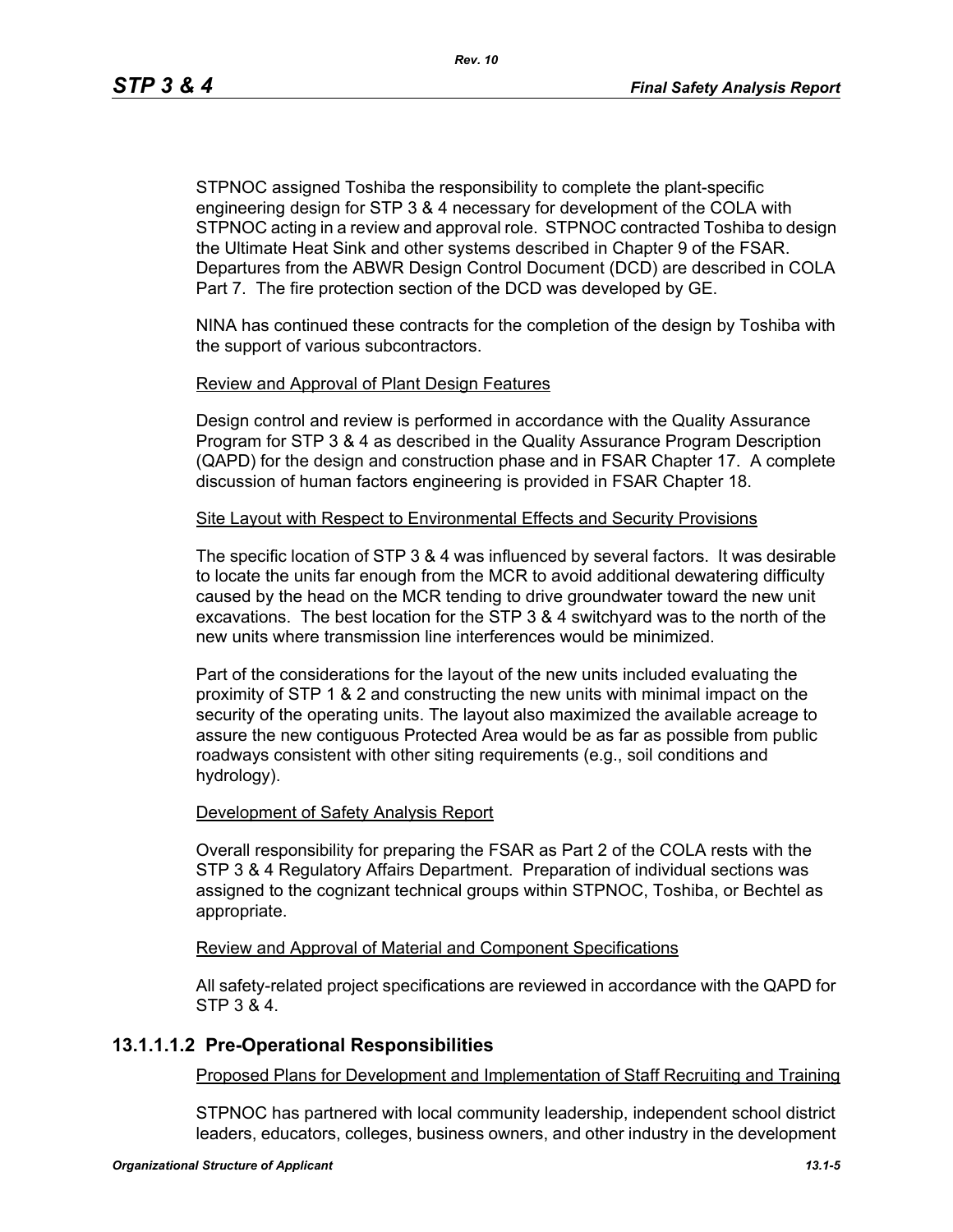STPNOC assigned Toshiba the responsibility to complete the plant-specific engineering design for STP 3 & 4 necessary for development of the COLA with STPNOC acting in a review and approval role. STPNOC contracted Toshiba to design the Ultimate Heat Sink and other systems described in Chapter 9 of the FSAR. Departures from the ABWR Design Control Document (DCD) are described in COLA Part 7. The fire protection section of the DCD was developed by GE.

NINA has continued these contracts for the completion of the design by Toshiba with the support of various subcontractors.

Review and Approval of Plant Design Features

Design control and review is performed in accordance with the Quality Assurance Program for STP 3 & 4 as described in the Quality Assurance Program Description (QAPD) for the design and construction phase and in FSAR Chapter 17. A complete discussion of human factors engineering is provided in FSAR Chapter 18.

Site Layout with Respect to Environmental Effects and Security Provisions

The specific location of STP 3 & 4 was influenced by several factors. It was desirable to locate the units far enough from the MCR to avoid additional dewatering difficulty caused by the head on the MCR tending to drive groundwater toward the new unit excavations. The best location for the STP 3 & 4 switchyard was to the north of the new units where transmission line interferences would be minimized.

Part of the considerations for the layout of the new units included evaluating the proximity of STP 1 & 2 and constructing the new units with minimal impact on the security of the operating units. The layout also maximized the available acreage to assure the new contiguous Protected Area would be as far as possible from public roadways consistent with other siting requirements (e.g., soil conditions and hydrology).

Development of Safety Analysis Report

Overall responsibility for preparing the FSAR as Part 2 of the COLA rests with the STP 3 & 4 Regulatory Affairs Department. Preparation of individual sections was assigned to the cognizant technical groups within STPNOC, Toshiba, or Bechtel as appropriate.

Review and Approval of Material and Component Specifications

All safety-related project specifications are reviewed in accordance with the QAPD for STP 3 & 4.

### 13.1.1.1.2 Pre-Operational Responsibilities

Proposed Plans for Development and Implementation of Staff Recruiting and Training

STPNOC has partnered with local community leadership, independent school district leaders, educators, colleges, business owners, and other industry in the development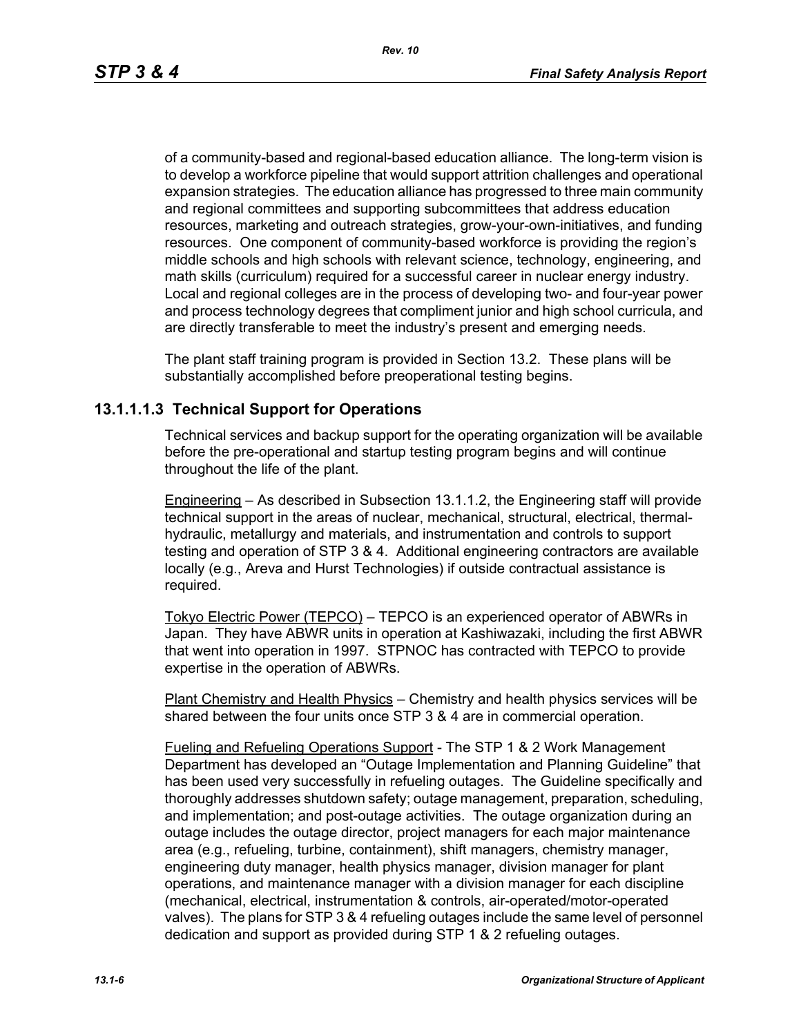of a community-based and regional-based education alliance. The long-term vision is to develop a workforce pipeline that would support attrition challenges and operational expansion strategies. The education alliance has progressed to three main community and regional committees and supporting subcommittees that address education resources, marketing and outreach strategies, grow-your-own-initiatives, and funding resources. One component of community-based workforce is providing the region's middle schools and high schools with relevant science, technology, engineering, and math skills (curriculum) required for a successful career in nuclear energy industry. Local and regional colleges are in the process of developing two- and four-year power and process technology degrees that compliment junior and high school curricula, and are directly transferable to meet the industry's present and emerging needs.

The plant staff training program is provided in Section 13.2. These plans will be substantially accomplished before preoperational testing begins.

### 13.1.1.1.3 Technical Support for Operations

Technical services and backup support for the operating organization will be available before the pre-operational and startup testing program begins and will continue throughout the life of the plant.

Engineering – As described in Subsection 13.1.1.2, the Engineering staff will provide technical support in the areas of nuclear, mechanical, structural, electrical, thermal-hydraulic, metallurgy and materials, and instrumentation and controls to support testing and operation of STP 3 & 4. Additional engineering contractors are available locally (e.g., Areva and Hurst Technologies) if outside contractual assistance is required.

Tokyo Electric Power (TEPCO) – TEPCO is an experienced operator of ABWRs in Japan. They have ABWR units in operation at Kashiwazaki, including the first ABWR that went into operation in 1997. STPNOC has contracted with TEPCO to provide expertise in the operation of ABWRs.

Plant Chemistry and Health Physics – Chemistry and health physics services will be shared between the four units once STP 3 & 4 are in commercial operation.

Fueling and Refueling Operations Support - The STP 1 & 2 Work Management Department has developed an "Outage Implementation and Planning Guideline" that has been used very successfully in refueling outages. The Guideline specifically and thoroughly addresses shutdown safety; outage management, preparation, scheduling, and implementation; and post-outage activities. The outage organization during an outage includes the outage director, project managers for each major maintenance area (e.g., refueling, turbine, containment), shift managers, chemistry manager, engineering duty manager, health physics manager, division manager for plant operations, and maintenance manager with a division manager for each discipline (mechanical, electrical, instrumentation & controls, air-operated/motor-operated valves). The plans for STP 3 & 4 refueling outages include the same level of personnel dedication and support as provided during STP 1 & 2 refueling outages.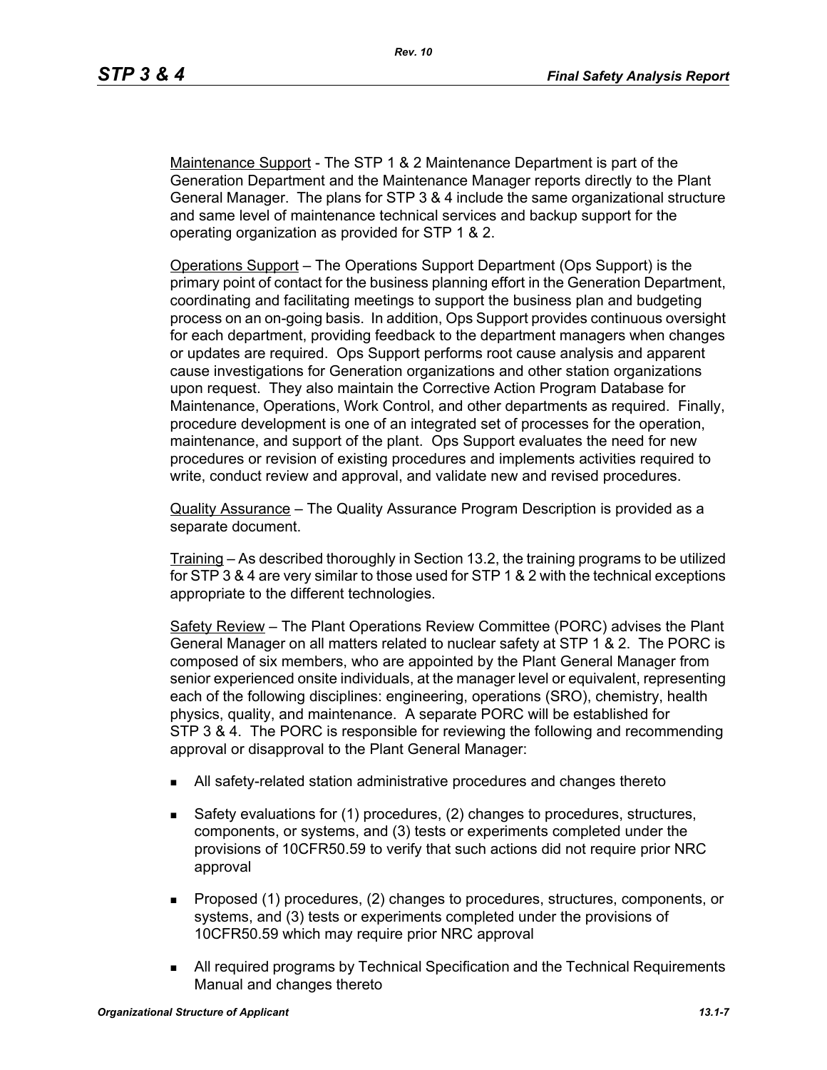Maintenance Support - The STP 1 & 2 Maintenance Department is part of the Generation Department and the Maintenance Manager reports directly to the Plant General Manager. The plans for STP 3 & 4 include the same organizational structure and same level of maintenance technical services and backup support for the operating organization as provided for STP 1 & 2.

Operations Support – The Operations Support Department (Ops Support) is the primary point of contact for the business planning effort in the Generation Department, coordinating and facilitating meetings to support the business plan and budgeting process on an on-going basis. In addition, Ops Support provides continuous oversight for each department, providing feedback to the department managers when changes or updates are required. Ops Support performs root cause analysis and apparent cause investigations for Generation organizations and other station organizations upon request. They also maintain the Corrective Action Program Database for Maintenance, Operations, Work Control, and other departments as required. Finally, procedure development is one of an integrated set of processes for the operation, maintenance, and support of the plant. Ops Support evaluates the need for new procedures or revision of existing procedures and implements activities required to write, conduct review and approval, and validate new and revised procedures.

Quality Assurance – The Quality Assurance Program Description is provided as a separate document.

Training – As described thoroughly in Section 13.2, the training programs to be utilized for STP 3 & 4 are very similar to those used for STP 1 & 2 with the technical exceptions appropriate to the different technologies.

Safety Review – The Plant Operations Review Committee (PORC) advises the Plant General Manager on all matters related to nuclear safety at STP 1 & 2. The PORC is composed of six members, who are appointed by the Plant General Manager from senior experienced onsite individuals, at the manager level or equivalent, representing each of the following disciplines: engineering, operations (SRO), chemistry, health physics, quality, and maintenance. A separate PORC will be established for STP 3 & 4. The PORC is responsible for reviewing the following and recommending approval or disapproval to the Plant General Manager:

- All safety-related station administrative procedures and changes thereto
- Safety evaluations for (1) procedures, (2) changes to procedures, structures, components, or systems, and (3) tests or experiments completed under the provisions of 10CFR50.59 to verify that such actions did not require prior NRC approval
- Proposed (1) procedures, (2) changes to procedures, structures, components, or systems, and (3) tests or experiments completed under the provisions of 10CFR50.59 which may require prior NRC approval
- All required programs by Technical Specification and the Technical Requirements Manual and changes thereto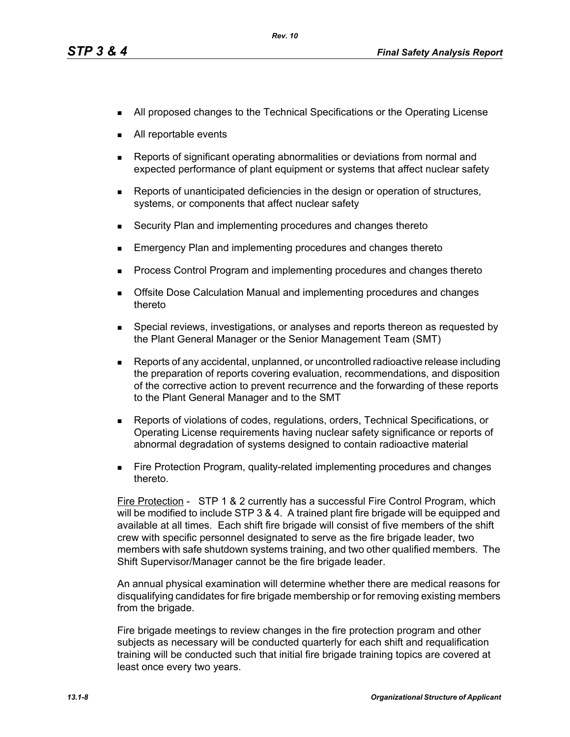- All proposed changes to the Technical Specifications or the Operating License
- All reportable events
- Reports of significant operating abnormalities or deviations from normal and expected performance of plant equipment or systems that affect nuclear safety
- Reports of unanticipated deficiencies in the design or operation of structures, systems, or components that affect nuclear safety
- Security Plan and implementing procedures and changes thereto
- Emergency Plan and implementing procedures and changes thereto
- Process Control Program and implementing procedures and changes thereto
- Offsite Dose Calculation Manual and implementing procedures and changes thereto
- Special reviews, investigations, or analyses and reports thereon as requested by the Plant General Manager or the Senior Management Team (SMT)
- Reports of any accidental, unplanned, or uncontrolled radioactive release including the preparation of reports covering evaluation, recommendations, and disposition of the corrective action to prevent recurrence and the forwarding of these reports to the Plant General Manager and to the SMT
- Reports of violations of codes, regulations, orders, Technical Specifications, or Operating License requirements having nuclear safety significance or reports of abnormal degradation of systems designed to contain radioactive material
- Fire Protection Program, quality-related implementing procedures and changes thereto.

Fire Protection - STP 1 & 2 currently has a successful Fire Control Program, which will be modified to include STP 3 & 4. A trained plant fire brigade will be equipped and available at all times. Each shift fire brigade will consist of five members of the shift crew with specific personnel designated to serve as the fire brigade leader, two members with safe shutdown systems training, and two other qualified members. The Shift Supervisor/Manager cannot be the fire brigade leader.

An annual physical examination will determine whether there are medical reasons for disqualifying candidates for fire brigade membership or for removing existing members from the brigade.

Fire brigade meetings to review changes in the fire protection program and other subjects as necessary will be conducted quarterly for each shift and requalification training will be conducted such that initial fire brigade training topics are covered at least once every two years.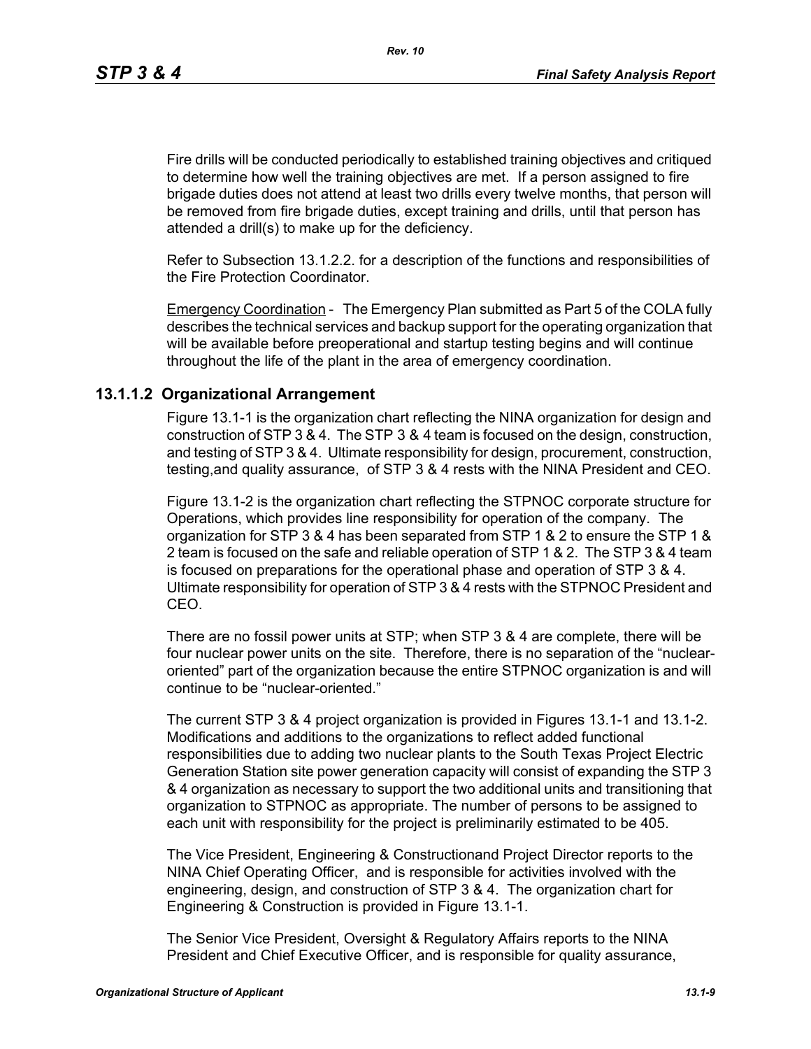Fire drills will be conducted periodically to established training objectives and critiqued to determine how well the training objectives are met. If a person assigned to fire brigade duties does not attend at least two drills every twelve months, that person will be removed from fire brigade duties, except training and drills, until that person has attended a drill(s) to make up for the deficiency.

Refer to Subsection 13.1.2.2. for a description of the functions and responsibilities of the Fire Protection Coordinator.

Emergency Coordination - The Emergency Plan submitted as Part 5 of the COLA fully describes the technical services and backup support for the operating organization that will be available before preoperational and startup testing begins and will continue throughout the life of the plant in the area of emergency coordination.

### 13.1.1.2 Organizational Arrangement

Figure 13.1-1 is the organization chart reflecting the NINA organization for design and construction of STP 3 & 4. The STP 3 & 4 team is focused on the design, construction, and testing of STP 3 & 4. Ultimate responsibility for design, procurement, construction, testing,and quality assurance, of STP 3 & 4 rests with the NINA President and CEO.

Figure 13.1-2 is the organization chart reflecting the STPNOC corporate structure for Operations, which provides line responsibility for operation of the company. The organization for STP 3 & 4 has been separated from STP 1 & 2 to ensure the STP 1 & 2 team is focused on the safe and reliable operation of STP 1 & 2. The STP 3 & 4 team is focused on preparations for the operational phase and operation of STP 3 & 4. Ultimate responsibility for operation of STP 3 & 4 rests with the STPNOC President and CEO.

There are no fossil power units at STP; when STP 3 & 4 are complete, there will be four nuclear power units on the site. Therefore, there is no separation of the "nuclear-oriented" part of the organization because the entire STPNOC organization is and will continue to be "nuclear-oriented."

The current STP 3 & 4 project organization is provided in Figures 13.1-1 and 13.1-2. Modifications and additions to the organizations to reflect added functional responsibilities due to adding two nuclear plants to the South Texas Project Electric Generation Station site power generation capacity will consist of expanding the STP 3 & 4 organization as necessary to support the two additional units and transitioning that organization to STPNOC as appropriate. The number of persons to be assigned to each unit with responsibility for the project is preliminarily estimated to be 405.

The Vice President, Engineering & Constructionand Project Director reports to the NINA Chief Operating Officer, and is responsible for activities involved with the engineering, design, and construction of STP 3 & 4. The organization chart for Engineering & Construction is provided in Figure 13.1-1.

The Senior Vice President, Oversight & Regulatory Affairs reports to the NINA President and Chief Executive Officer, and is responsible for quality assurance,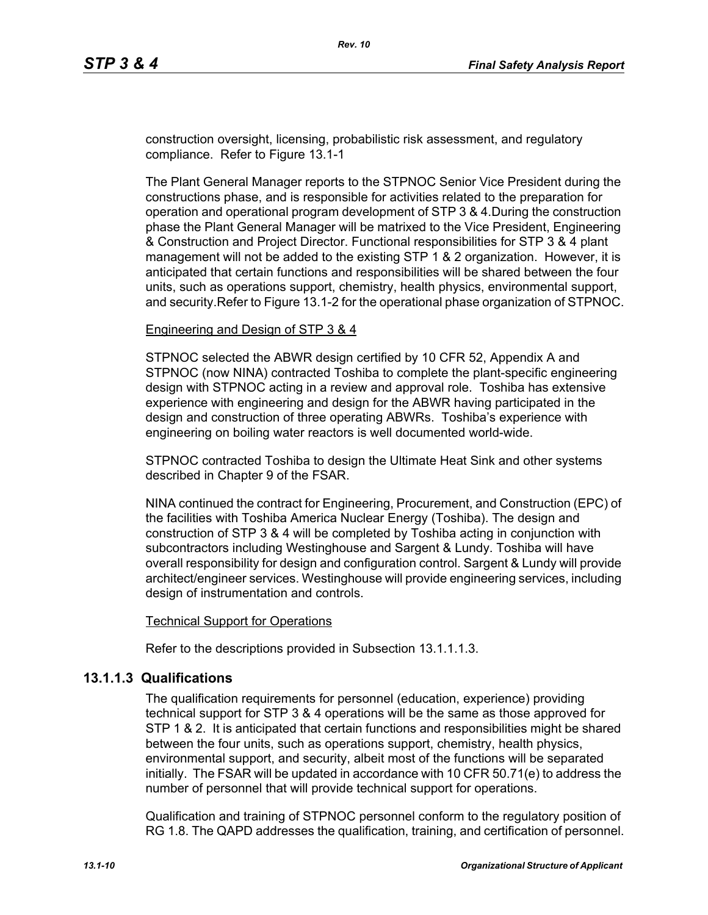construction oversight, licensing, probabilistic risk assessment, and regulatory compliance. Refer to Figure 13.1-1

The Plant General Manager reports to the STPNOC Senior Vice President during the constructions phase, and is responsible for activities related to the preparation for operation and operational program development of STP 3 & 4.During the construction phase the Plant General Manager will be matrixed to the Vice President, Engineering & Construction and Project Director. Functional responsibilities for STP 3 & 4 plant management will not be added to the existing STP 1 & 2 organization. However, it is anticipated that certain functions and responsibilities will be shared between the four units, such as operations support, chemistry, health physics, environmental support, and security.Refer to Figure 13.1-2 for the operational phase organization of STPNOC.

Engineering and Design of STP 3 & 4

STPNOC selected the ABWR design certified by 10 CFR 52, Appendix A and STPNOC (now NINA) contracted Toshiba to complete the plant-specific engineering design with STPNOC acting in a review and approval role. Toshiba has extensive experience with engineering and design for the ABWR having participated in the design and construction of three operating ABWRs. Toshiba's experience with engineering on boiling water reactors is well documented world-wide.

STPNOC contracted Toshiba to design the Ultimate Heat Sink and other systems described in Chapter 9 of the FSAR.

NINA continued the contract for Engineering, Procurement, and Construction (EPC) of the facilities with Toshiba America Nuclear Energy (Toshiba). The design and construction of STP 3 & 4 will be completed by Toshiba acting in conjunction with subcontractors including Westinghouse and Sargent & Lundy. Toshiba will have overall responsibility for design and configuration control. Sargent & Lundy will provide architect/engineer services. Westinghouse will provide engineering services, including design of instrumentation and controls.

Technical Support for Operations

Refer to the descriptions provided in Subsection 13.1.1.1.3.

### 13.1.1.3 Qualifications

The qualification requirements for personnel (education, experience) providing technical support for STP 3 & 4 operations will be the same as those approved for STP 1 & 2. It is anticipated that certain functions and responsibilities might be shared between the four units, such as operations support, chemistry, health physics, environmental support, and security, albeit most of the functions will be separated initially. The FSAR will be updated in accordance with 10 CFR 50.71(e) to address the number of personnel that will provide technical support for operations.

Qualification and training of STPNOC personnel conform to the regulatory position of RG 1.8. The QAPD addresses the qualification, training, and certification of personnel.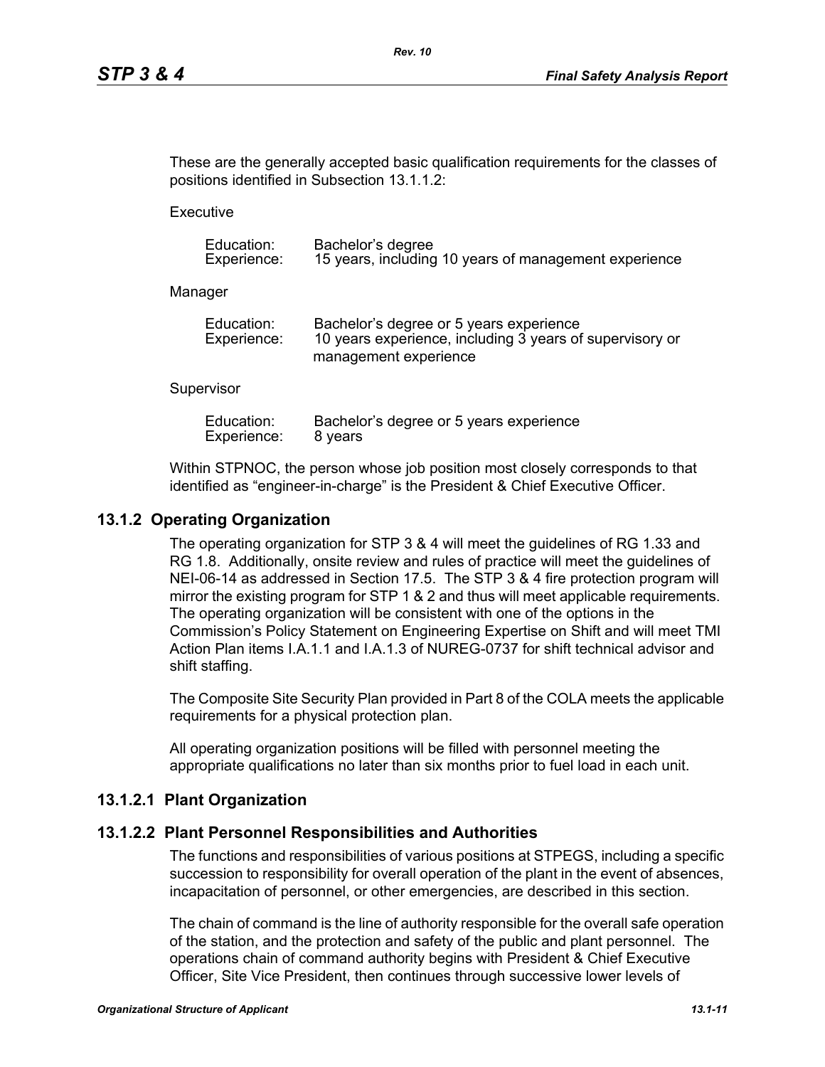These are the generally accepted basic qualification requirements for the classes of positions identified in Subsection 13.1.1.2:

Executive

| | |
|---|---|
| Education: | Bachelor's degree |
| Experience: | 15 years, including 10 years of management experience |

Manager

| | |
|---|---|
| Education: | Bachelor's degree or 5 years experience |
| Experience: | 10 years experience, including 3 years of supervisory or management experience |

Supervisor

| | |
|---|---|
| Education: | Bachelor's degree or 5 years experience |
| Experience: | 8 years |

Within STPNOC, the person whose job position most closely corresponds to that identified as "engineer-in-charge" is the President & Chief Executive Officer.

## 13.1.2 Operating Organization

The operating organization for STP 3 & 4 will meet the guidelines of RG 1.33 and RG 1.8. Additionally, onsite review and rules of practice will meet the guidelines of NEI-06-14 as addressed in Section 17.5. The STP 3 & 4 fire protection program will mirror the existing program for STP 1 & 2 and thus will meet applicable requirements. The operating organization will be consistent with one of the options in the Commission's Policy Statement on Engineering Expertise on Shift and will meet TMI Action Plan items I.A.1.1 and I.A.1.3 of NUREG-0737 for shift technical advisor and shift staffing.

The Composite Site Security Plan provided in Part 8 of the COLA meets the applicable requirements for a physical protection plan.

All operating organization positions will be filled with personnel meeting the appropriate qualifications no later than six months prior to fuel load in each unit.

### 13.1.2.1 Plant Organization

### 13.1.2.2 Plant Personnel Responsibilities and Authorities

The functions and responsibilities of various positions at STPEGS, including a specific succession to responsibility for overall operation of the plant in the event of absences, incapacitation of personnel, or other emergencies, are described in this section.

The chain of command is the line of authority responsible for the overall safe operation of the station, and the protection and safety of the public and plant personnel. The operations chain of command authority begins with President & Chief Executive Officer, Site Vice President, then continues through successive lower levels of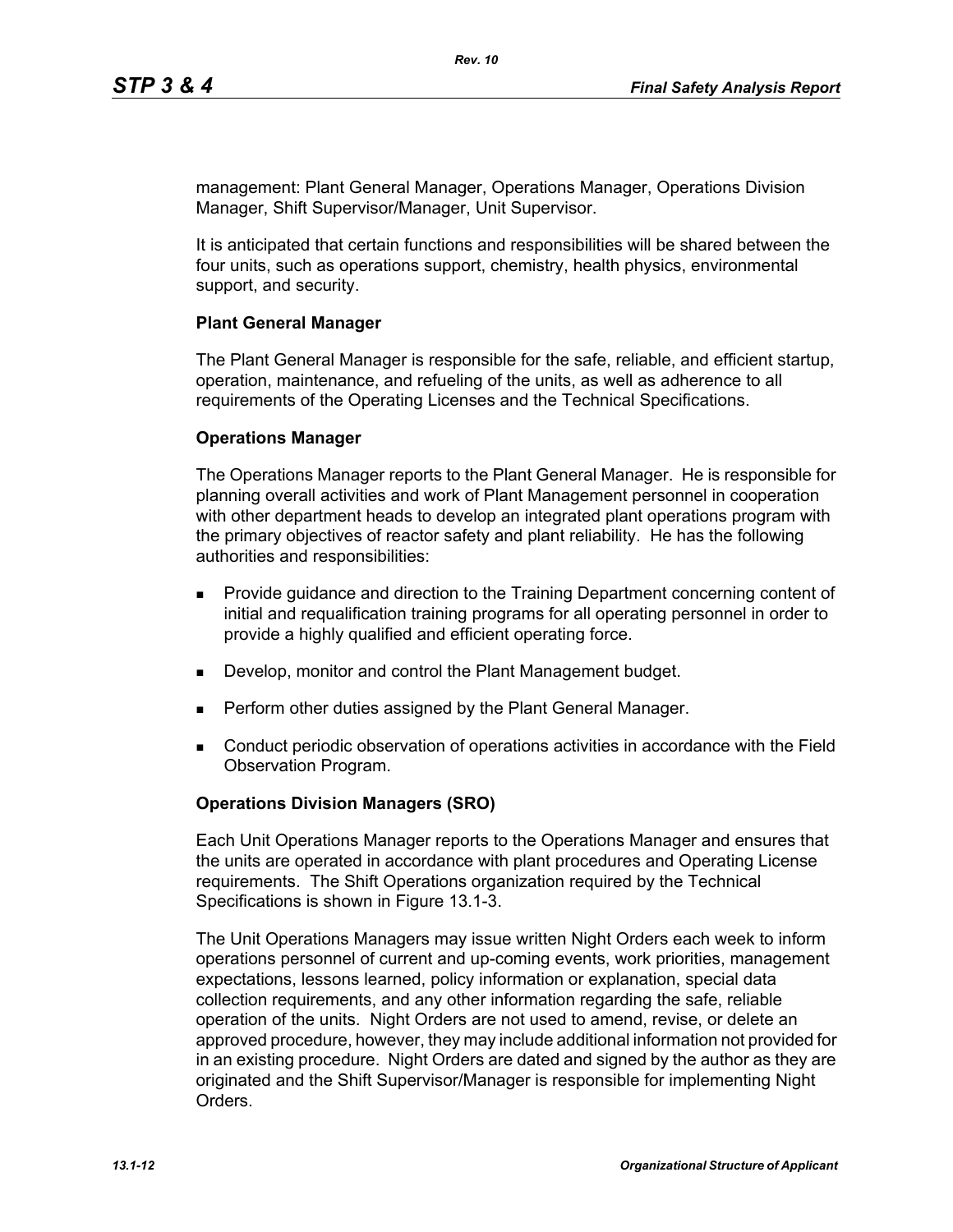management: Plant General Manager, Operations Manager, Operations Division Manager, Shift Supervisor/Manager, Unit Supervisor.

It is anticipated that certain functions and responsibilities will be shared between the four units, such as operations support, chemistry, health physics, environmental support, and security.

**Plant General Manager**

The Plant General Manager is responsible for the safe, reliable, and efficient startup, operation, maintenance, and refueling of the units, as well as adherence to all requirements of the Operating Licenses and the Technical Specifications.

**Operations Manager**

The Operations Manager reports to the Plant General Manager. He is responsible for planning overall activities and work of Plant Management personnel in cooperation with other department heads to develop an integrated plant operations program with the primary objectives of reactor safety and plant reliability. He has the following authorities and responsibilities:

- Provide guidance and direction to the Training Department concerning content of initial and requalification training programs for all operating personnel in order to provide a highly qualified and efficient operating force.
- Develop, monitor and control the Plant Management budget.
- Perform other duties assigned by the Plant General Manager.
- Conduct periodic observation of operations activities in accordance with the Field Observation Program.

**Operations Division Managers (SRO)**

Each Unit Operations Manager reports to the Operations Manager and ensures that the units are operated in accordance with plant procedures and Operating License requirements. The Shift Operations organization required by the Technical Specifications is shown in Figure 13.1-3.

The Unit Operations Managers may issue written Night Orders each week to inform operations personnel of current and up-coming events, work priorities, management expectations, lessons learned, policy information or explanation, special data collection requirements, and any other information regarding the safe, reliable operation of the units. Night Orders are not used to amend, revise, or delete an approved procedure, however, they may include additional information not provided for in an existing procedure. Night Orders are dated and signed by the author as they are originated and the Shift Supervisor/Manager is responsible for implementing Night Orders.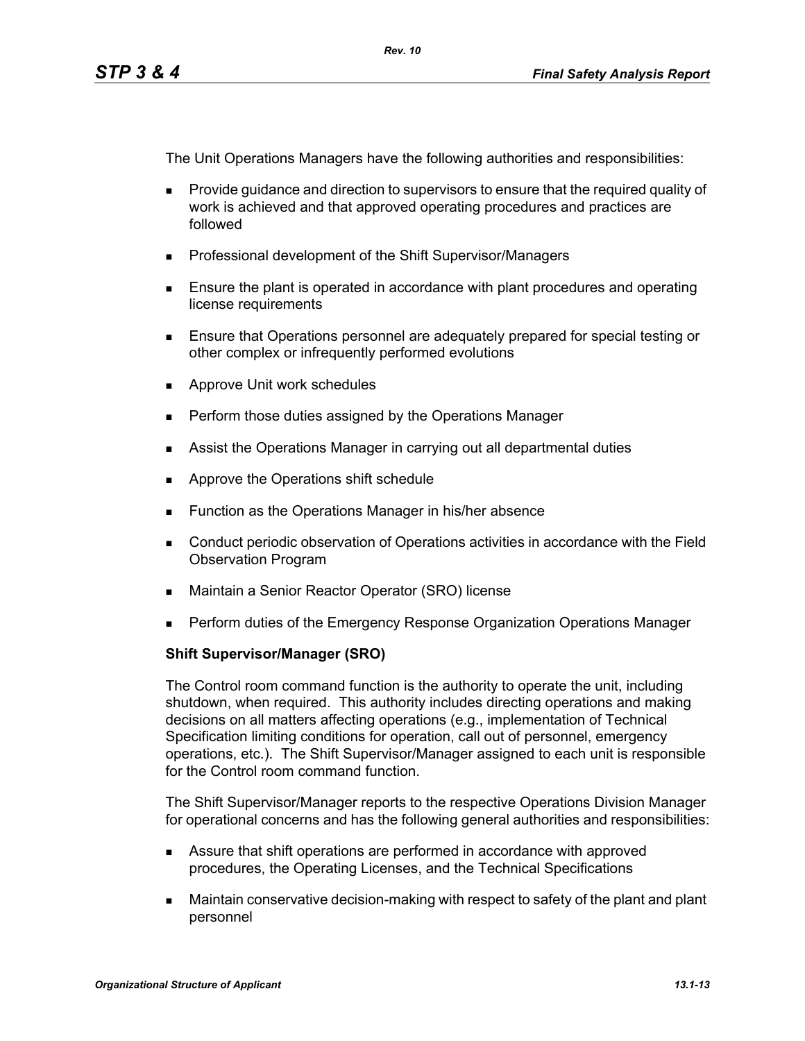The Unit Operations Managers have the following authorities and responsibilities:

- Provide guidance and direction to supervisors to ensure that the required quality of work is achieved and that approved operating procedures and practices are followed
- Professional development of the Shift Supervisor/Managers
- Ensure the plant is operated in accordance with plant procedures and operating license requirements
- Ensure that Operations personnel are adequately prepared for special testing or other complex or infrequently performed evolutions
- Approve Unit work schedules
- Perform those duties assigned by the Operations Manager
- Assist the Operations Manager in carrying out all departmental duties
- Approve the Operations shift schedule
- Function as the Operations Manager in his/her absence
- Conduct periodic observation of Operations activities in accordance with the Field Observation Program
- Maintain a Senior Reactor Operator (SRO) license
- Perform duties of the Emergency Response Organization Operations Manager

**Shift Supervisor/Manager (SRO)**

The Control room command function is the authority to operate the unit, including shutdown, when required. This authority includes directing operations and making decisions on all matters affecting operations (e.g., implementation of Technical Specification limiting conditions for operation, call out of personnel, emergency operations, etc.). The Shift Supervisor/Manager assigned to each unit is responsible for the Control room command function.

The Shift Supervisor/Manager reports to the respective Operations Division Manager for operational concerns and has the following general authorities and responsibilities:

- Assure that shift operations are performed in accordance with approved procedures, the Operating Licenses, and the Technical Specifications
- Maintain conservative decision-making with respect to safety of the plant and plant personnel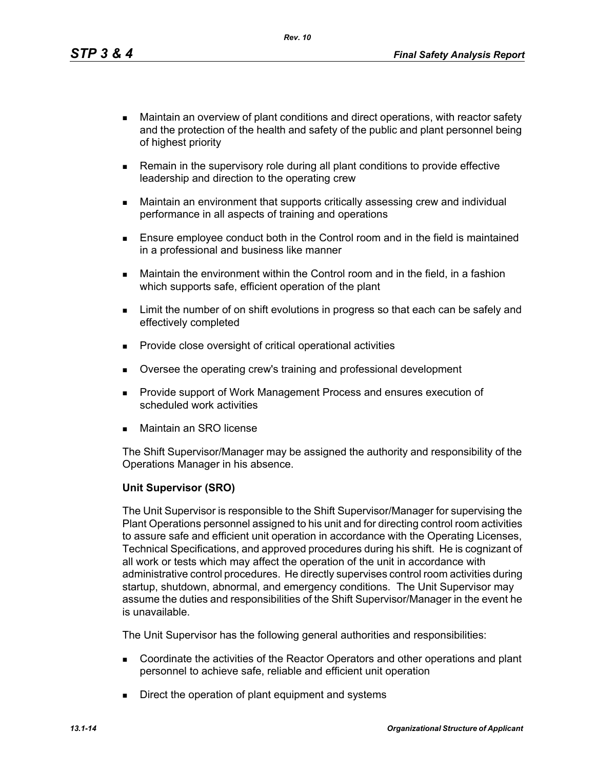- Maintain an overview of plant conditions and direct operations, with reactor safety and the protection of the health and safety of the public and plant personnel being of highest priority
- Remain in the supervisory role during all plant conditions to provide effective leadership and direction to the operating crew
- Maintain an environment that supports critically assessing crew and individual performance in all aspects of training and operations
- Ensure employee conduct both in the Control room and in the field is maintained in a professional and business like manner
- Maintain the environment within the Control room and in the field, in a fashion which supports safe, efficient operation of the plant
- Limit the number of on shift evolutions in progress so that each can be safely and effectively completed
- Provide close oversight of critical operational activities
- Oversee the operating crew's training and professional development
- Provide support of Work Management Process and ensures execution of scheduled work activities
- Maintain an SRO license

The Shift Supervisor/Manager may be assigned the authority and responsibility of the Operations Manager in his absence.

**Unit Supervisor (SRO)**

The Unit Supervisor is responsible to the Shift Supervisor/Manager for supervising the Plant Operations personnel assigned to his unit and for directing control room activities to assure safe and efficient unit operation in accordance with the Operating Licenses, Technical Specifications, and approved procedures during his shift. He is cognizant of all work or tests which may affect the operation of the unit in accordance with administrative control procedures. He directly supervises control room activities during startup, shutdown, abnormal, and emergency conditions. The Unit Supervisor may assume the duties and responsibilities of the Shift Supervisor/Manager in the event he is unavailable.

The Unit Supervisor has the following general authorities and responsibilities:

- Coordinate the activities of the Reactor Operators and other operations and plant personnel to achieve safe, reliable and efficient unit operation
- Direct the operation of plant equipment and systems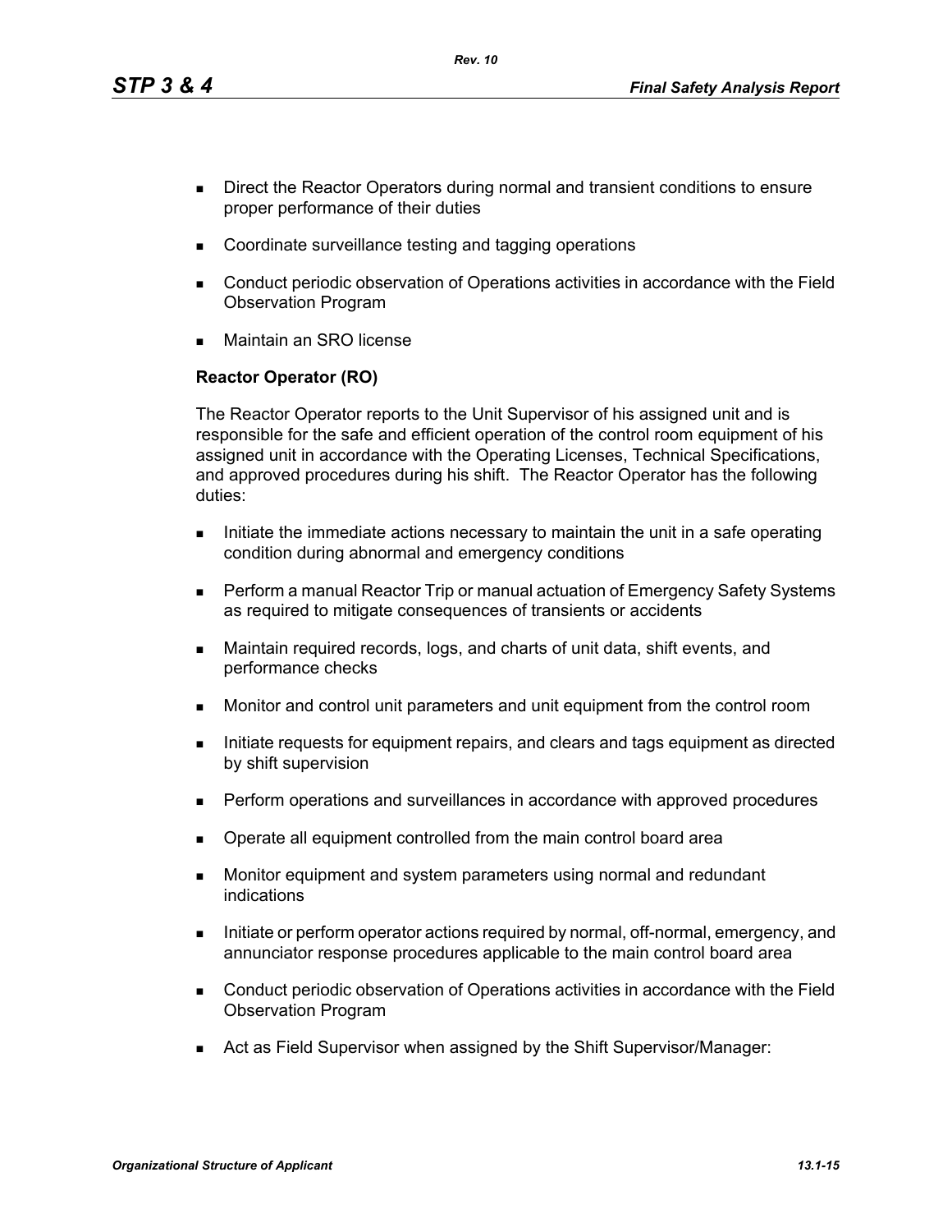- Direct the Reactor Operators during normal and transient conditions to ensure proper performance of their duties
- Coordinate surveillance testing and tagging operations
- Conduct periodic observation of Operations activities in accordance with the Field Observation Program
- Maintain an SRO license

**Reactor Operator (RO)**

The Reactor Operator reports to the Unit Supervisor of his assigned unit and is responsible for the safe and efficient operation of the control room equipment of his assigned unit in accordance with the Operating Licenses, Technical Specifications, and approved procedures during his shift. The Reactor Operator has the following duties:

- Initiate the immediate actions necessary to maintain the unit in a safe operating condition during abnormal and emergency conditions
- Perform a manual Reactor Trip or manual actuation of Emergency Safety Systems as required to mitigate consequences of transients or accidents
- Maintain required records, logs, and charts of unit data, shift events, and performance checks
- Monitor and control unit parameters and unit equipment from the control room
- Initiate requests for equipment repairs, and clears and tags equipment as directed by shift supervision
- Perform operations and surveillances in accordance with approved procedures
- Operate all equipment controlled from the main control board area
- Monitor equipment and system parameters using normal and redundant indications
- Initiate or perform operator actions required by normal, off-normal, emergency, and annunciator response procedures applicable to the main control board area
- Conduct periodic observation of Operations activities in accordance with the Field Observation Program
- Act as Field Supervisor when assigned by the Shift Supervisor/Manager: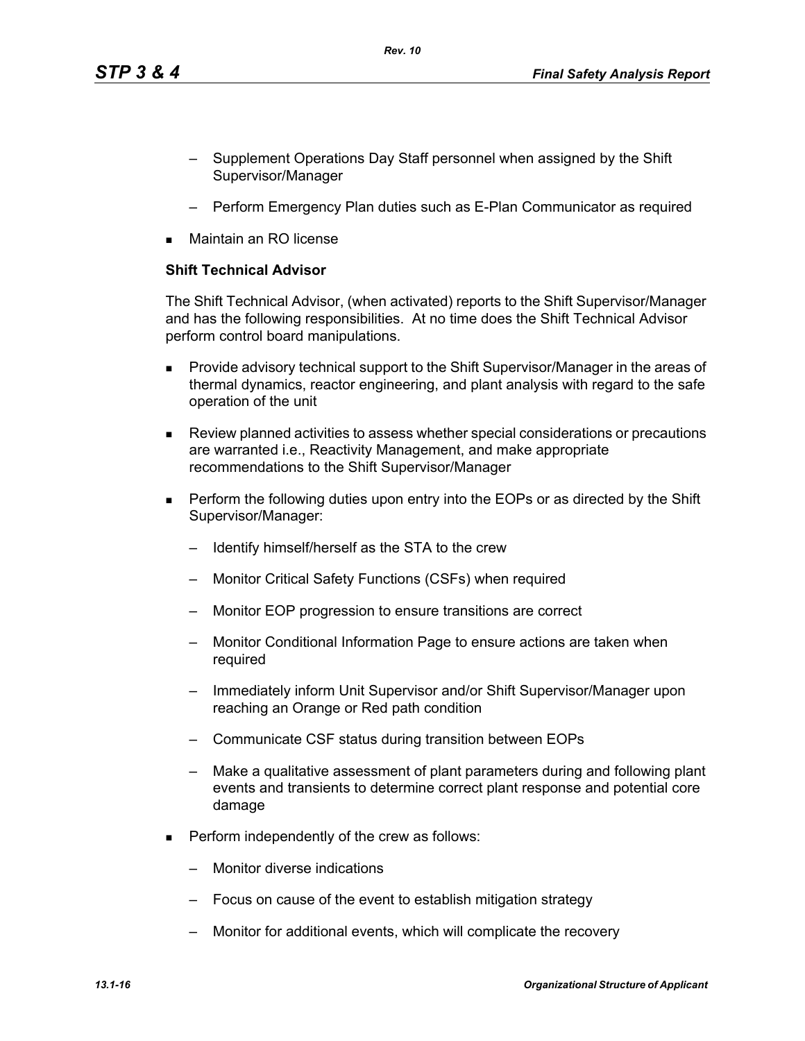- Supplement Operations Day Staff personnel when assigned by the Shift Supervisor/Manager
  - Perform Emergency Plan duties such as E-Plan Communicator as required
- Maintain an RO license

**Shift Technical Advisor**

The Shift Technical Advisor, (when activated) reports to the Shift Supervisor/Manager and has the following responsibilities. At no time does the Shift Technical Advisor perform control board manipulations.

- Provide advisory technical support to the Shift Supervisor/Manager in the areas of thermal dynamics, reactor engineering, and plant analysis with regard to the safe operation of the unit
- Review planned activities to assess whether special considerations or precautions are warranted i.e., Reactivity Management, and make appropriate recommendations to the Shift Supervisor/Manager
- Perform the following duties upon entry into the EOPs or as directed by the Shift Supervisor/Manager:
  - Identify himself/herself as the STA to the crew
  - Monitor Critical Safety Functions (CSFs) when required
  - Monitor EOP progression to ensure transitions are correct
  - Monitor Conditional Information Page to ensure actions are taken when required
  - Immediately inform Unit Supervisor and/or Shift Supervisor/Manager upon reaching an Orange or Red path condition
  - Communicate CSF status during transition between EOPs
  - Make a qualitative assessment of plant parameters during and following plant events and transients to determine correct plant response and potential core damage
- Perform independently of the crew as follows:
  - Monitor diverse indications
  - Focus on cause of the event to establish mitigation strategy
  - Monitor for additional events, which will complicate the recovery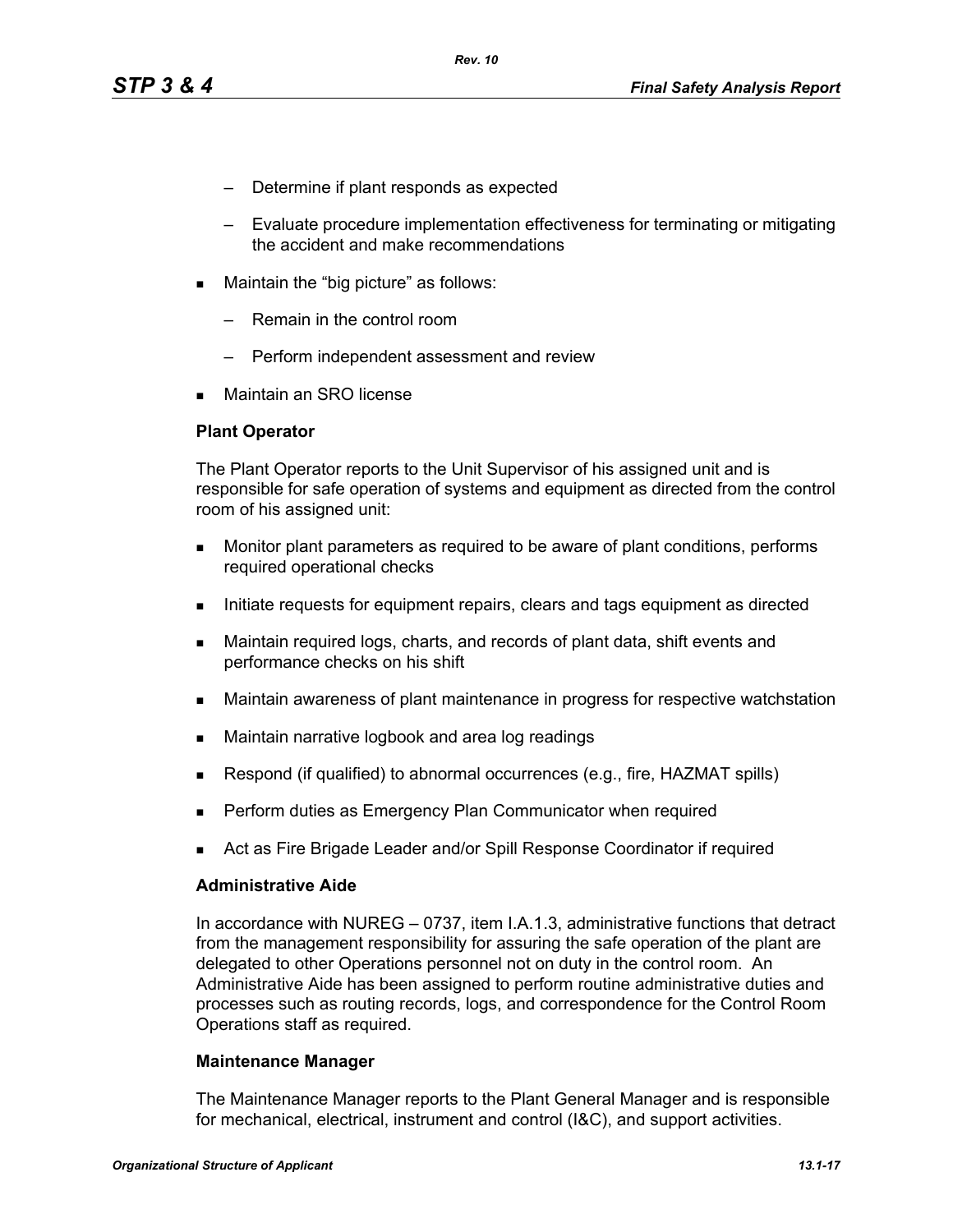- Determine if plant responds as expected
  - Evaluate procedure implementation effectiveness for terminating or mitigating the accident and make recommendations
- Maintain the “big picture” as follows:
  - Remain in the control room
  - Perform independent assessment and review
- Maintain an SRO license

**Plant Operator**

The Plant Operator reports to the Unit Supervisor of his assigned unit and is responsible for safe operation of systems and equipment as directed from the control room of his assigned unit:

- Monitor plant parameters as required to be aware of plant conditions, performs required operational checks
- Initiate requests for equipment repairs, clears and tags equipment as directed
- Maintain required logs, charts, and records of plant data, shift events and performance checks on his shift
- Maintain awareness of plant maintenance in progress for respective watchstation
- Maintain narrative logbook and area log readings
- Respond (if qualified) to abnormal occurrences (e.g., fire, HAZMAT spills)
- Perform duties as Emergency Plan Communicator when required
- Act as Fire Brigade Leader and/or Spill Response Coordinator if required

**Administrative Aide**

In accordance with NUREG – 0737, item I.A.1.3, administrative functions that detract from the management responsibility for assuring the safe operation of the plant are delegated to other Operations personnel not on duty in the control room. An Administrative Aide has been assigned to perform routine administrative duties and processes such as routing records, logs, and correspondence for the Control Room Operations staff as required.

**Maintenance Manager**

The Maintenance Manager reports to the Plant General Manager and is responsible for mechanical, electrical, instrument and control (I&C), and support activities.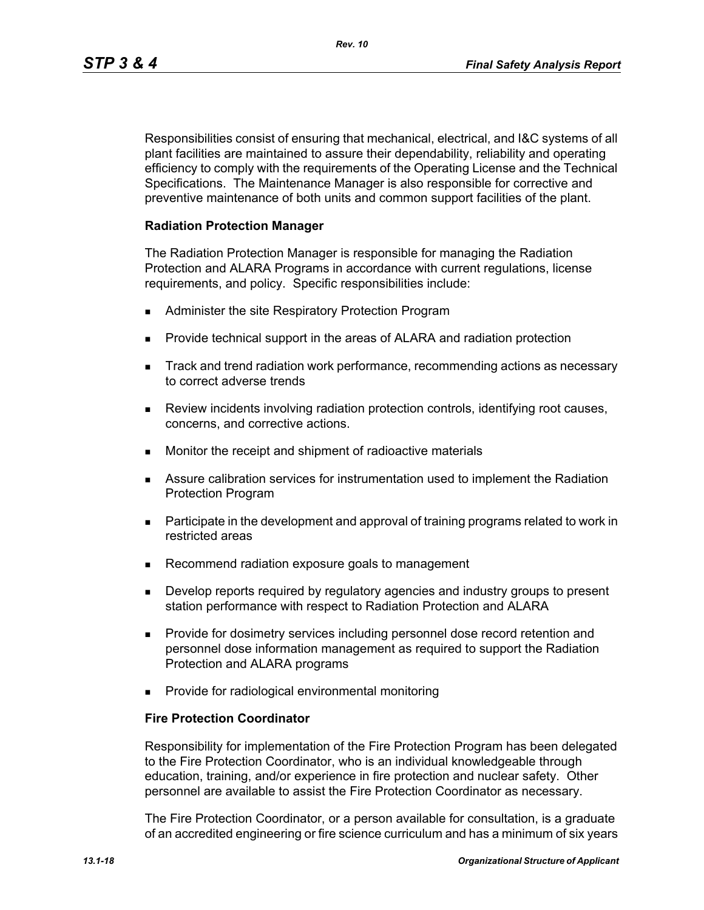Responsibilities consist of ensuring that mechanical, electrical, and I&C systems of all plant facilities are maintained to assure their dependability, reliability and operating efficiency to comply with the requirements of the Operating License and the Technical Specifications. The Maintenance Manager is also responsible for corrective and preventive maintenance of both units and common support facilities of the plant.

**Radiation Protection Manager**

The Radiation Protection Manager is responsible for managing the Radiation Protection and ALARA Programs in accordance with current regulations, license requirements, and policy. Specific responsibilities include:

- Administer the site Respiratory Protection Program
- Provide technical support in the areas of ALARA and radiation protection
- Track and trend radiation work performance, recommending actions as necessary to correct adverse trends
- Review incidents involving radiation protection controls, identifying root causes, concerns, and corrective actions.
- Monitor the receipt and shipment of radioactive materials
- Assure calibration services for instrumentation used to implement the Radiation Protection Program
- Participate in the development and approval of training programs related to work in restricted areas
- Recommend radiation exposure goals to management
- Develop reports required by regulatory agencies and industry groups to present station performance with respect to Radiation Protection and ALARA
- Provide for dosimetry services including personnel dose record retention and personnel dose information management as required to support the Radiation Protection and ALARA programs
- Provide for radiological environmental monitoring

**Fire Protection Coordinator**

Responsibility for implementation of the Fire Protection Program has been delegated to the Fire Protection Coordinator, who is an individual knowledgeable through education, training, and/or experience in fire protection and nuclear safety. Other personnel are available to assist the Fire Protection Coordinator as necessary.

The Fire Protection Coordinator, or a person available for consultation, is a graduate of an accredited engineering or fire science curriculum and has a minimum of six years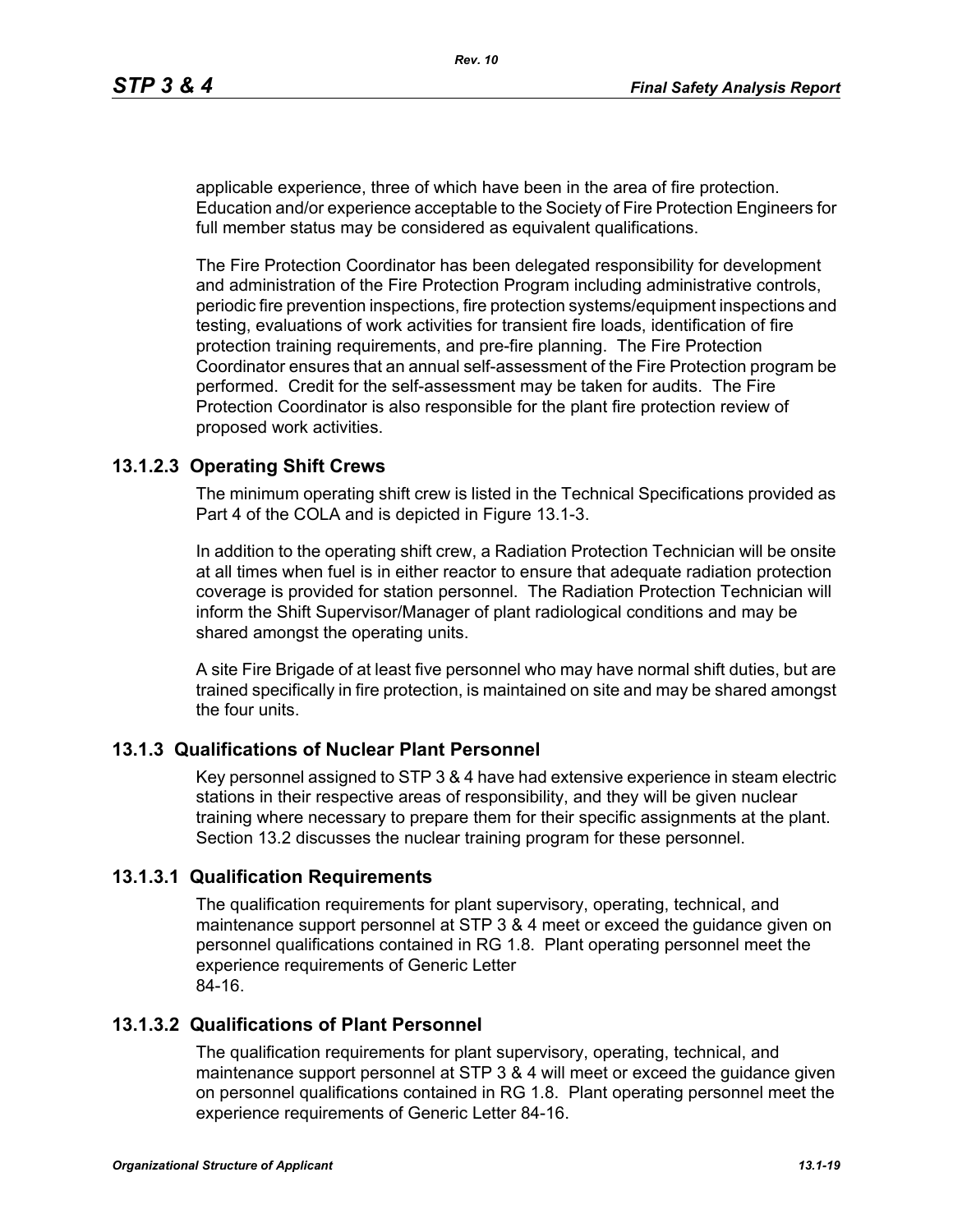applicable experience, three of which have been in the area of fire protection. Education and/or experience acceptable to the Society of Fire Protection Engineers for full member status may be considered as equivalent qualifications.

The Fire Protection Coordinator has been delegated responsibility for development and administration of the Fire Protection Program including administrative controls, periodic fire prevention inspections, fire protection systems/equipment inspections and testing, evaluations of work activities for transient fire loads, identification of fire protection training requirements, and pre-fire planning. The Fire Protection Coordinator ensures that an annual self-assessment of the Fire Protection program be performed. Credit for the self-assessment may be taken for audits. The Fire Protection Coordinator is also responsible for the plant fire protection review of proposed work activities.

### 13.1.2.3 Operating Shift Crews

The minimum operating shift crew is listed in the Technical Specifications provided as Part 4 of the COLA and is depicted in Figure 13.1-3.

In addition to the operating shift crew, a Radiation Protection Technician will be onsite at all times when fuel is in either reactor to ensure that adequate radiation protection coverage is provided for station personnel. The Radiation Protection Technician will inform the Shift Supervisor/Manager of plant radiological conditions and may be shared amongst the operating units.

A site Fire Brigade of at least five personnel who may have normal shift duties, but are trained specifically in fire protection, is maintained on site and may be shared amongst the four units.

## 13.1.3 Qualifications of Nuclear Plant Personnel

Key personnel assigned to STP 3 & 4 have had extensive experience in steam electric stations in their respective areas of responsibility, and they will be given nuclear training where necessary to prepare them for their specific assignments at the plant. Section 13.2 discusses the nuclear training program for these personnel.

### 13.1.3.1 Qualification Requirements

The qualification requirements for plant supervisory, operating, technical, and maintenance support personnel at STP 3 & 4 meet or exceed the guidance given on personnel qualifications contained in RG 1.8. Plant operating personnel meet the experience requirements of Generic Letter 84-16.

### 13.1.3.2 Qualifications of Plant Personnel

The qualification requirements for plant supervisory, operating, technical, and maintenance support personnel at STP 3 & 4 will meet or exceed the guidance given on personnel qualifications contained in RG 1.8. Plant operating personnel meet the experience requirements of Generic Letter 84-16.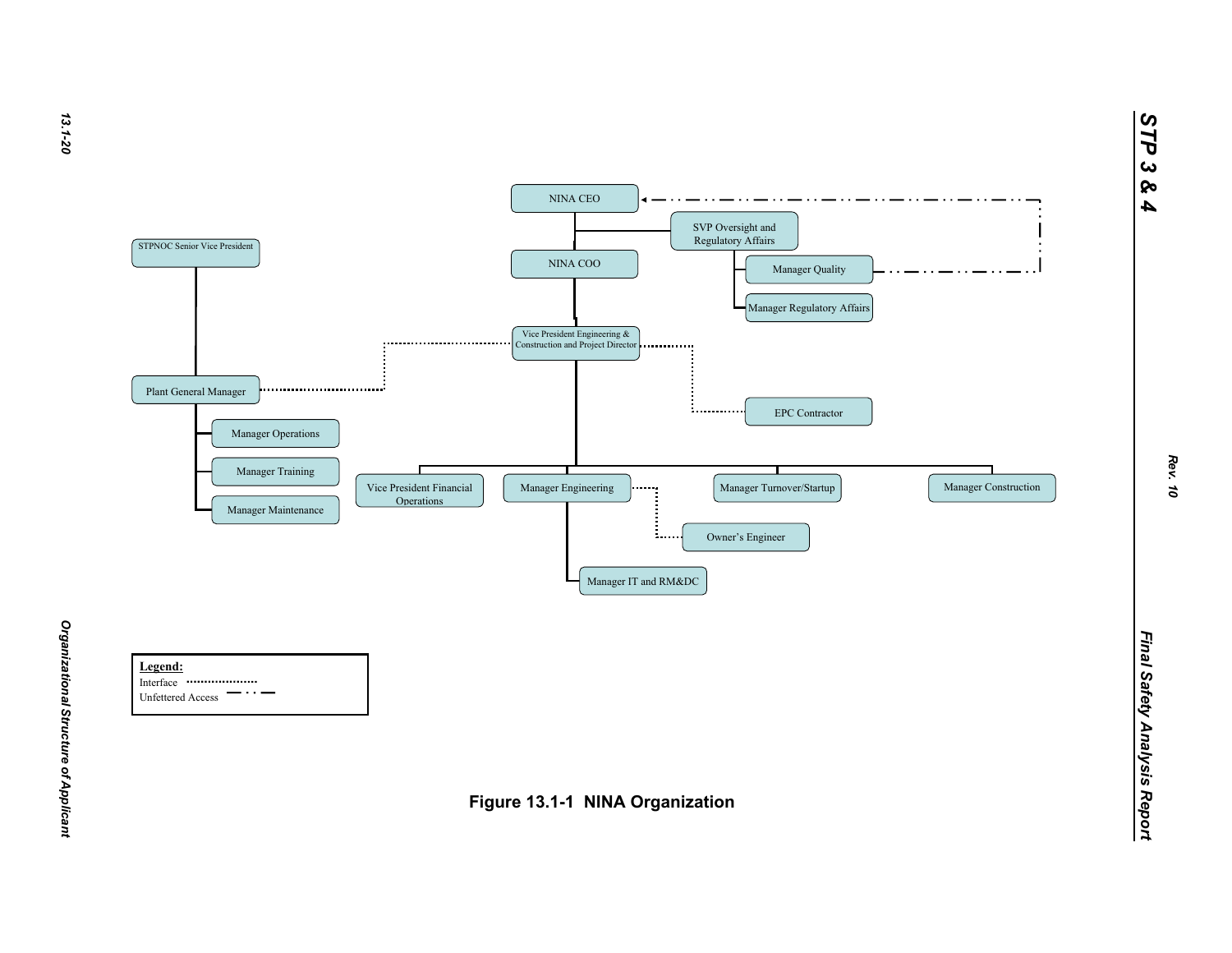NINA CEO

SVP Oversight and Regulatory Affairs

Manager Quality

Manager Regulatory Affairs

NINA COO

STPNOC Senior Vice President

Vice President Engineering & Construction and Project Director

Plant General Manager

EPC Contractor

Manager Operations

Manager Training

Manager Maintenance

Vice President Financial Operations

Manager Engineering

Manager Turnover/Startup

Manager Construction

Owner's Engineer

Manager IT and RM&DC

**Legend:**

Interface ....................

Unfettered Access — · · —

**Figure 13.1-1 NINA Organization**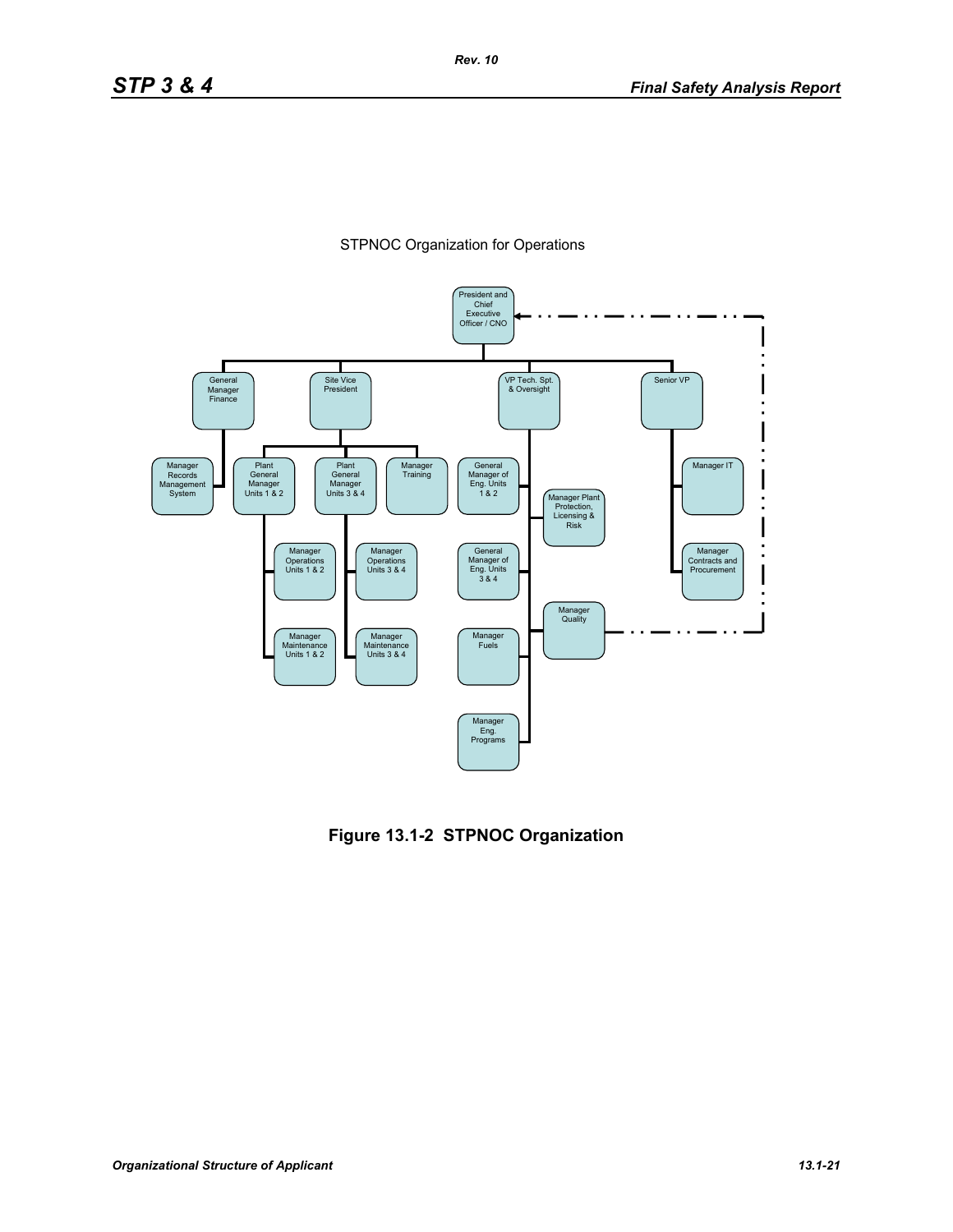STPNOC Organization for Operations

President and Chief Executive Officer / CNO

General Manager Finance

Site Vice President

VP Tech. Spt. & Oversight

Senior VP

Manager Records Management System

Plant General Manager Units 1 & 2

Plant General Manager Units 3 & 4

Manager Training

General Manager of Eng. Units 1 & 2

Manager Plant Protection, Licensing & Risk

Manager IT

Manager Operations Units 1 & 2

Manager Operations Units 3 & 4

General Manager of Eng. Units 3 & 4

Manager Contracts and Procurement

Manager Quality

Manager Maintenance Units 1 & 2

Manager Maintenance Units 3 & 4

Manager Fuels

Manager Eng. Programs

**Figure 13.1-2 STPNOC Organization**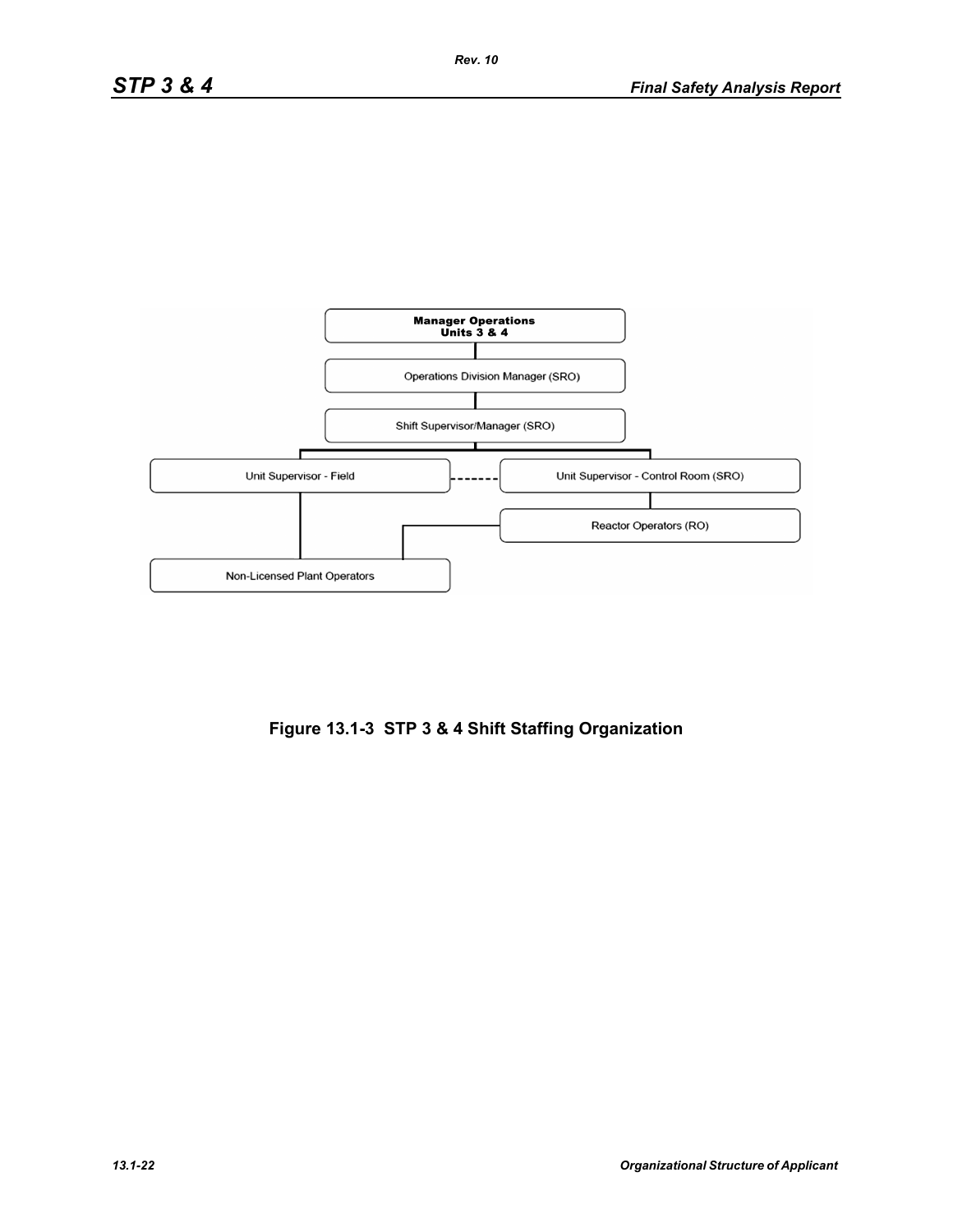Manager Operations
Units 3 & 4

Operations Division Manager (SRO)

Shift Supervisor/Manager (SRO)

Unit Supervisor - Field

Unit Supervisor - Control Room (SRO)

Reactor Operators (RO)

Non-Licensed Plant Operators

**Figure 13.1-3 STP 3 & 4 Shift Staffing Organization**